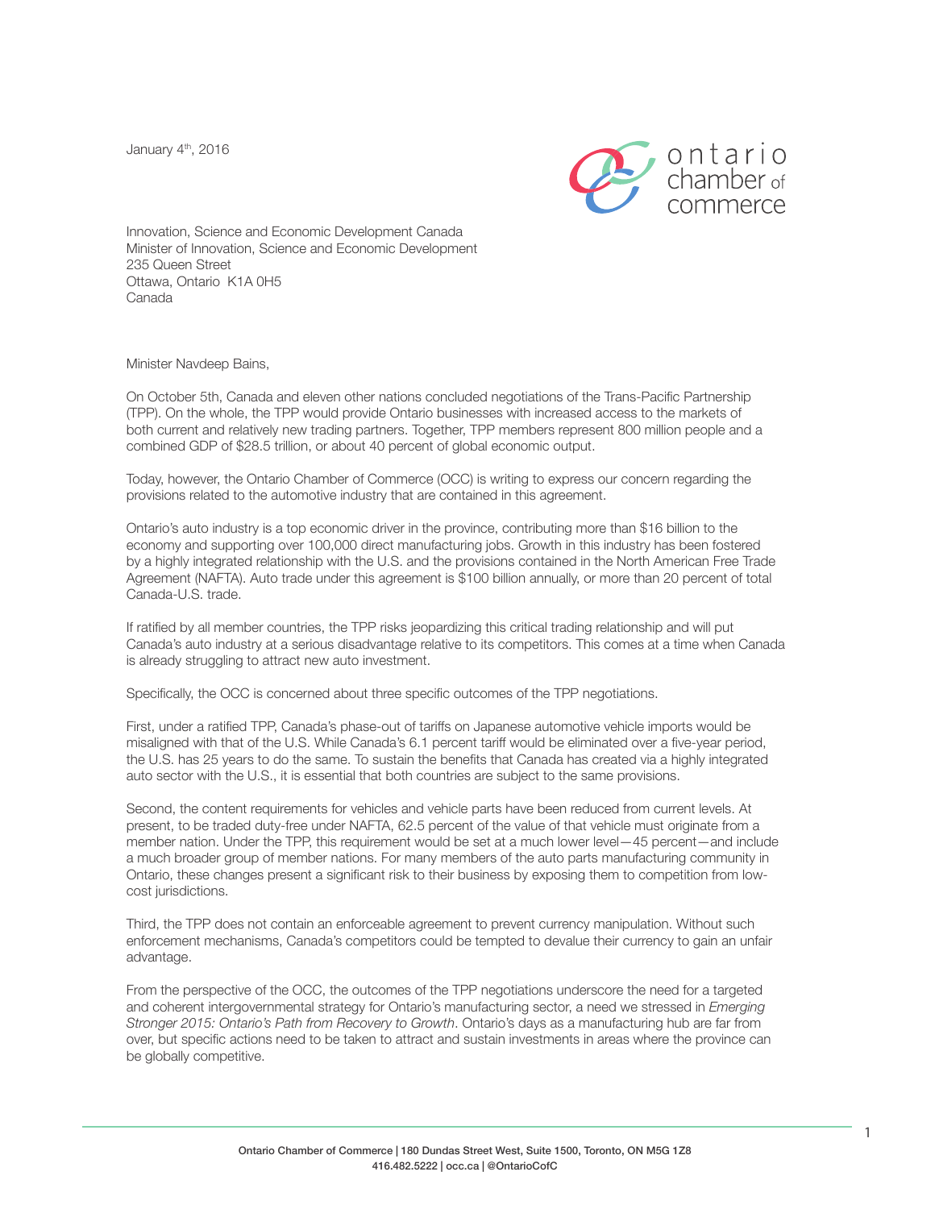January 4th, 2016

ontario chamber of commerce

Innovation, Science and Economic Development Canada
Minister of Innovation, Science and Economic Development
235 Queen Street
Ottawa, Ontario K1A 0H5
Canada

Minister Navdeep Bains,

On October 5th, Canada and eleven other nations concluded negotiations of the Trans-Pacific Partnership (TPP). On the whole, the TPP would provide Ontario businesses with increased access to the markets of both current and relatively new trading partners. Together, TPP members represent 800 million people and a combined GDP of $28.5 trillion, or about 40 percent of global economic output.

Today, however, the Ontario Chamber of Commerce (OCC) is writing to express our concern regarding the provisions related to the automotive industry that are contained in this agreement.

Ontario's auto industry is a top economic driver in the province, contributing more than $16 billion to the economy and supporting over 100,000 direct manufacturing jobs. Growth in this industry has been fostered by a highly integrated relationship with the U.S. and the provisions contained in the North American Free Trade Agreement (NAFTA). Auto trade under this agreement is $100 billion annually, or more than 20 percent of total Canada-U.S. trade.

If ratified by all member countries, the TPP risks jeopardizing this critical trading relationship and will put Canada's auto industry at a serious disadvantage relative to its competitors. This comes at a time when Canada is already struggling to attract new auto investment.

Specifically, the OCC is concerned about three specific outcomes of the TPP negotiations.

First, under a ratified TPP, Canada's phase-out of tariffs on Japanese automotive vehicle imports would be misaligned with that of the U.S. While Canada's 6.1 percent tariff would be eliminated over a five-year period, the U.S. has 25 years to do the same. To sustain the benefits that Canada has created via a highly integrated auto sector with the U.S., it is essential that both countries are subject to the same provisions.

Second, the content requirements for vehicles and vehicle parts have been reduced from current levels. At present, to be traded duty-free under NAFTA, 62.5 percent of the value of that vehicle must originate from a member nation. Under the TPP, this requirement would be set at a much lower level—45 percent—and include a much broader group of member nations. For many members of the auto parts manufacturing community in Ontario, these changes present a significant risk to their business by exposing them to competition from low-cost jurisdictions.

Third, the TPP does not contain an enforceable agreement to prevent currency manipulation. Without such enforcement mechanisms, Canada's competitors could be tempted to devalue their currency to gain an unfair advantage.

From the perspective of the OCC, the outcomes of the TPP negotiations underscore the need for a targeted and coherent intergovernmental strategy for Ontario's manufacturing sector, a need we stressed in *Emerging Stronger 2015: Ontario's Path from Recovery to Growth*. Ontario's days as a manufacturing hub are far from over, but specific actions need to be taken to attract and sustain investments in areas where the province can be globally competitive.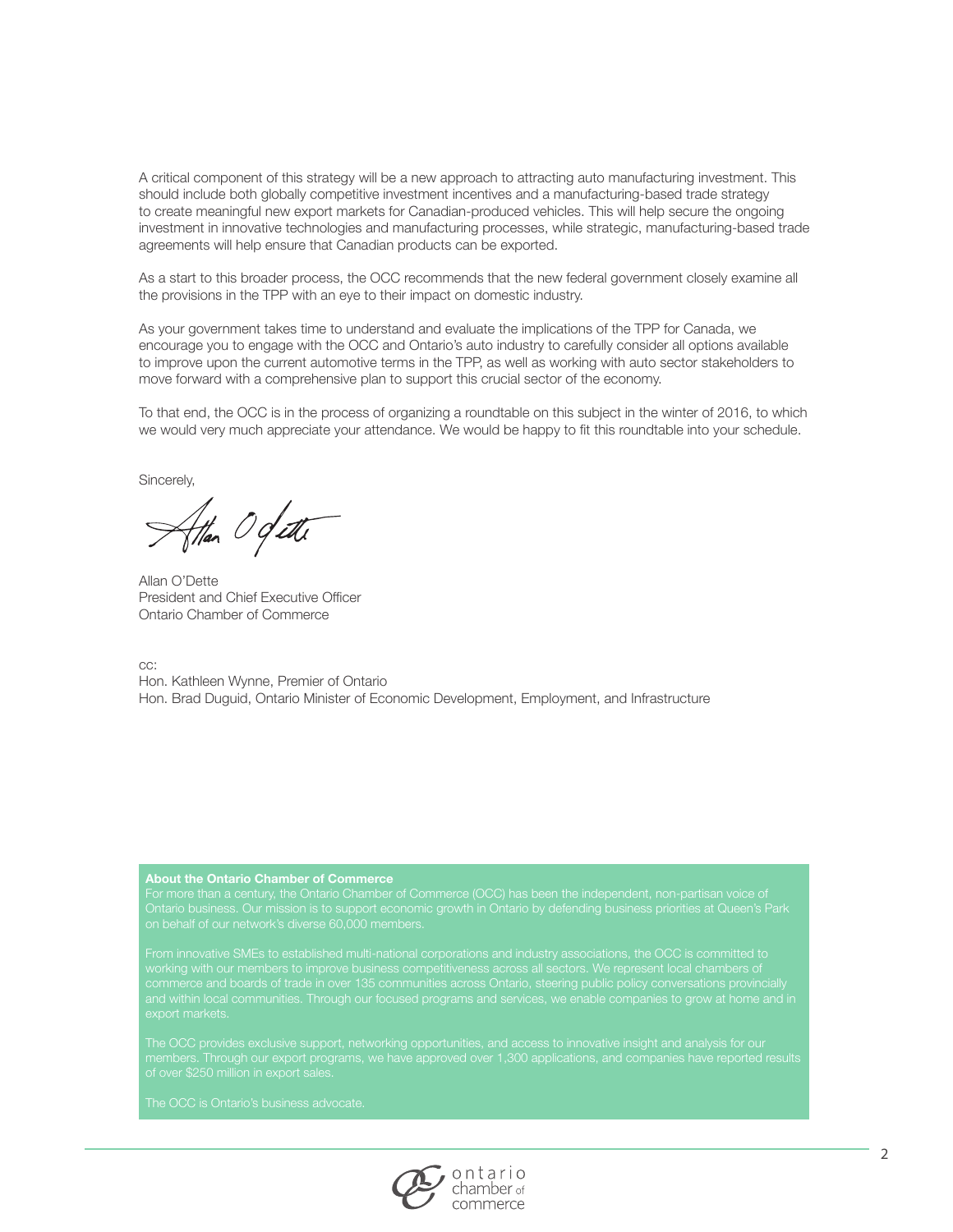A critical component of this strategy will be a new approach to attracting auto manufacturing investment. This should include both globally competitive investment incentives and a manufacturing-based trade strategy to create meaningful new export markets for Canadian-produced vehicles. This will help secure the ongoing investment in innovative technologies and manufacturing processes, while strategic, manufacturing-based trade agreements will help ensure that Canadian products can be exported.

As a start to this broader process, the OCC recommends that the new federal government closely examine all the provisions in the TPP with an eye to their impact on domestic industry.

As your government takes time to understand and evaluate the implications of the TPP for Canada, we encourage you to engage with the OCC and Ontario's auto industry to carefully consider all options available to improve upon the current automotive terms in the TPP, as well as working with auto sector stakeholders to move forward with a comprehensive plan to support this crucial sector of the economy.

To that end, the OCC is in the process of organizing a roundtable on this subject in the winter of 2016, to which we would very much appreciate your attendance. We would be happy to fit this roundtable into your schedule.

Sincerely,

Allan O'Dette
President and Chief Executive Officer
Ontario Chamber of Commerce

cc:
Hon. Kathleen Wynne, Premier of Ontario
Hon. Brad Duguid, Ontario Minister of Economic Development, Employment, and Infrastructure

**About the Ontario Chamber of Commerce**
For more than a century, the Ontario Chamber of Commerce (OCC) has been the independent, non-partisan voice of Ontario business. Our mission is to support economic growth in Ontario by defending business priorities at Queen's Park on behalf of our network's diverse 60,000 members.

From innovative SMEs to established multi-national corporations and industry associations, the OCC is committed to working with our members to improve business competitiveness across all sectors. We represent local chambers of commerce and boards of trade in over 135 communities across Ontario, steering public policy conversations provincially and within local communities. Through our focused programs and services, we enable companies to grow at home and in export markets.

The OCC provides exclusive support, networking opportunities, and access to innovative insight and analysis for our members. Through our export programs, we have approved over 1,300 applications, and companies have reported results of over $250 million in export sales.

The OCC is Ontario's business advocate.